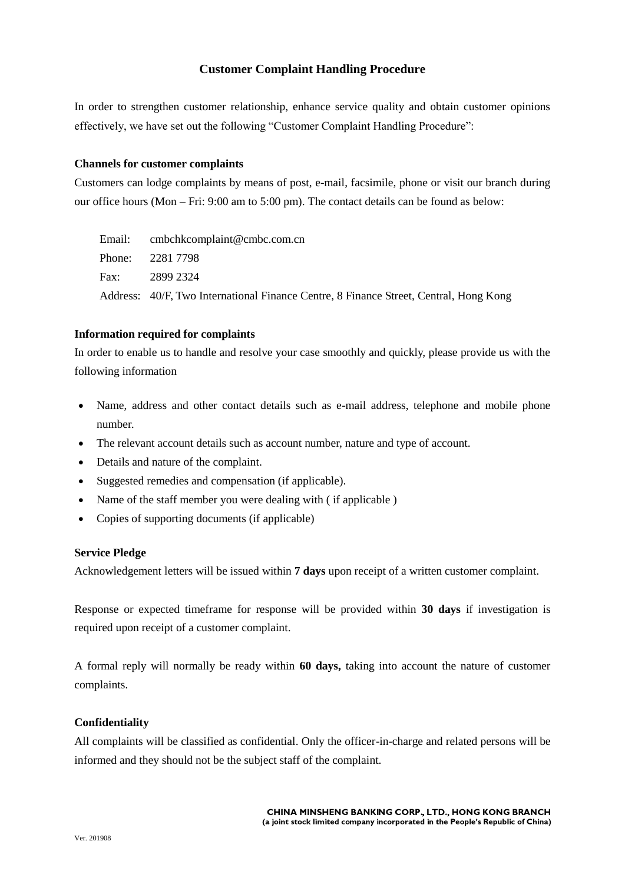# Customer Complaint Handling Procedure

In order to strengthen customer relationship, enhance service quality and obtain customer opinions effectively, we have set out the following "Customer Complaint Handling Procedure":

### Channels for customer complaints

Customers can lodge complaints by means of post, e-mail, facsimile, phone or visit our branch during our office hours (Mon – Fri: 9:00 am to 5:00 pm). The contact details can be found as below:

Email: cmbchkcomplaint@cmbc.com.cn
Phone: 2281 7798
Fax: 2899 2324
Address: 40/F, Two International Finance Centre, 8 Finance Street, Central, Hong Kong

### Information required for complaints

In order to enable us to handle and resolve your case smoothly and quickly, please provide us with the following information

- Name, address and other contact details such as e-mail address, telephone and mobile phone number.
- The relevant account details such as account number, nature and type of account.
- Details and nature of the complaint.
- Suggested remedies and compensation (if applicable).
- Name of the staff member you were dealing with ( if applicable )
- Copies of supporting documents (if applicable)

### Service Pledge

Acknowledgement letters will be issued within **7 days** upon receipt of a written customer complaint.

Response or expected timeframe for response will be provided within **30 days** if investigation is required upon receipt of a customer complaint.

A formal reply will normally be ready within **60 days,** taking into account the nature of customer complaints.

### Confidentiality

All complaints will be classified as confidential. Only the officer-in-charge and related persons will be informed and they should not be the subject staff of the complaint.

**CHINA MINSHENG BANKING CORP., LTD., HONG KONG BRANCH**
**(a joint stock limited company incorporated in the People's Republic of China)**

Ver. 201908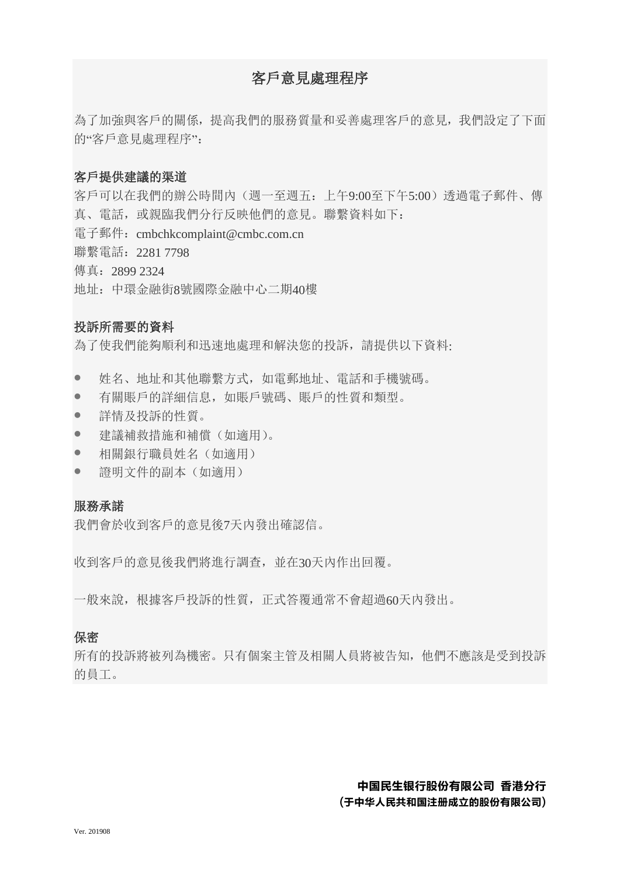# 客戶意見處理程序

為了加強與客戶的關係，提高我們的服務質量和妥善處理客戶的意見，我們設定了下面的“客戶意見處理程序”：

**客戶提供建議的渠道**

客戶可以在我們的辦公時間內（週一至週五：上午9:00至下午5:00）透過電子郵件、傳真、電話，或親臨我們分行反映他們的意見。聯繫資料如下：

電子郵件：cmbchkcomplaint@cmbc.com.cn

聯繫電話：2281 7798

傳真：2899 2324

地址：中環金融街8號國際金融中心二期40樓

**投訴所需要的資料**

為了使我們能夠順利和迅速地處理和解決您的投訴，請提供以下資料:

- 姓名、地址和其他聯繫方式，如電郵地址、電話和手機號碼。
- 有關賬戶的詳細信息，如賬戶號碼、賬戶的性質和類型。
- 詳情及投訴的性質。
- 建議補救措施和補償（如適用）。
- 相關銀行職員姓名（如適用）
- 證明文件的副本（如適用）

**服務承諾**

我們會於收到客戶的意見後7天內發出確認信。

收到客戶的意見後我們將進行調查，並在30天內作出回覆。

一般來說，根據客戶投訴的性質，正式答覆通常不會超過60天內發出。

**保密**

所有的投訴將被列為機密。只有個案主管及相關人員將被告知，他們不應該是受到投訴的員工。

**中国民生银行股份有限公司 香港分行**
**（于中华人民共和国注册成立的股份有限公司）**

Ver. 201908